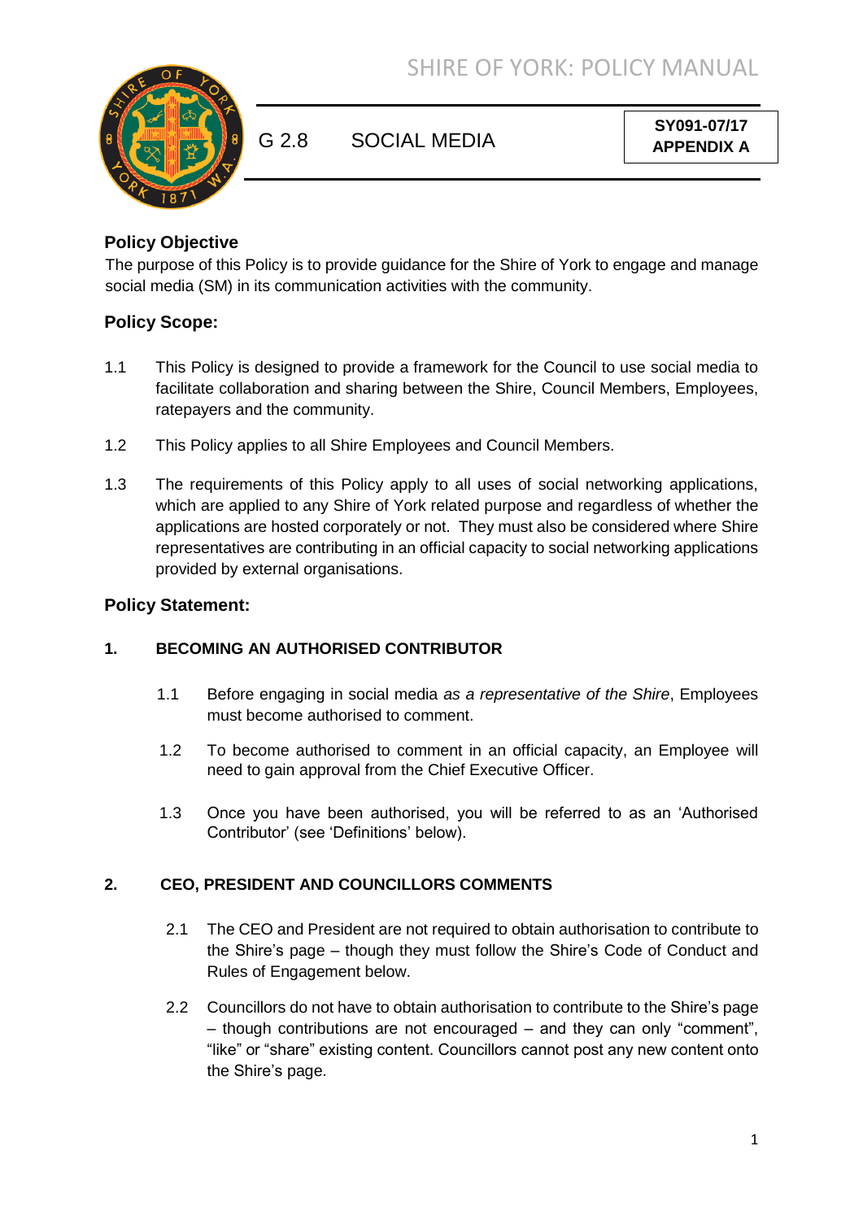# G 2.8 SOCIAL MEDIA

**SY091-07/17**
**APPENDIX A**

## Policy Objective

The purpose of this Policy is to provide guidance for the Shire of York to engage and manage social media (SM) in its communication activities with the community.

## Policy Scope:

1.1 This Policy is designed to provide a framework for the Council to use social media to facilitate collaboration and sharing between the Shire, Council Members, Employees, ratepayers and the community.

1.2 This Policy applies to all Shire Employees and Council Members.

1.3 The requirements of this Policy apply to all uses of social networking applications, which are applied to any Shire of York related purpose and regardless of whether the applications are hosted corporately or not. They must also be considered where Shire representatives are contributing in an official capacity to social networking applications provided by external organisations.

## Policy Statement:

### 1. BECOMING AN AUTHORISED CONTRIBUTOR

1.1 Before engaging in social media *as a representative of the Shire*, Employees must become authorised to comment.

1.2 To become authorised to comment in an official capacity, an Employee will need to gain approval from the Chief Executive Officer.

1.3 Once you have been authorised, you will be referred to as an 'Authorised Contributor' (see 'Definitions' below).

### 2. CEO, PRESIDENT AND COUNCILLORS COMMENTS

2.1 The CEO and President are not required to obtain authorisation to contribute to the Shire's page – though they must follow the Shire's Code of Conduct and Rules of Engagement below.

2.2 Councillors do not have to obtain authorisation to contribute to the Shire's page – though contributions are not encouraged – and they can only "comment", "like" or "share" existing content. Councillors cannot post any new content onto the Shire's page.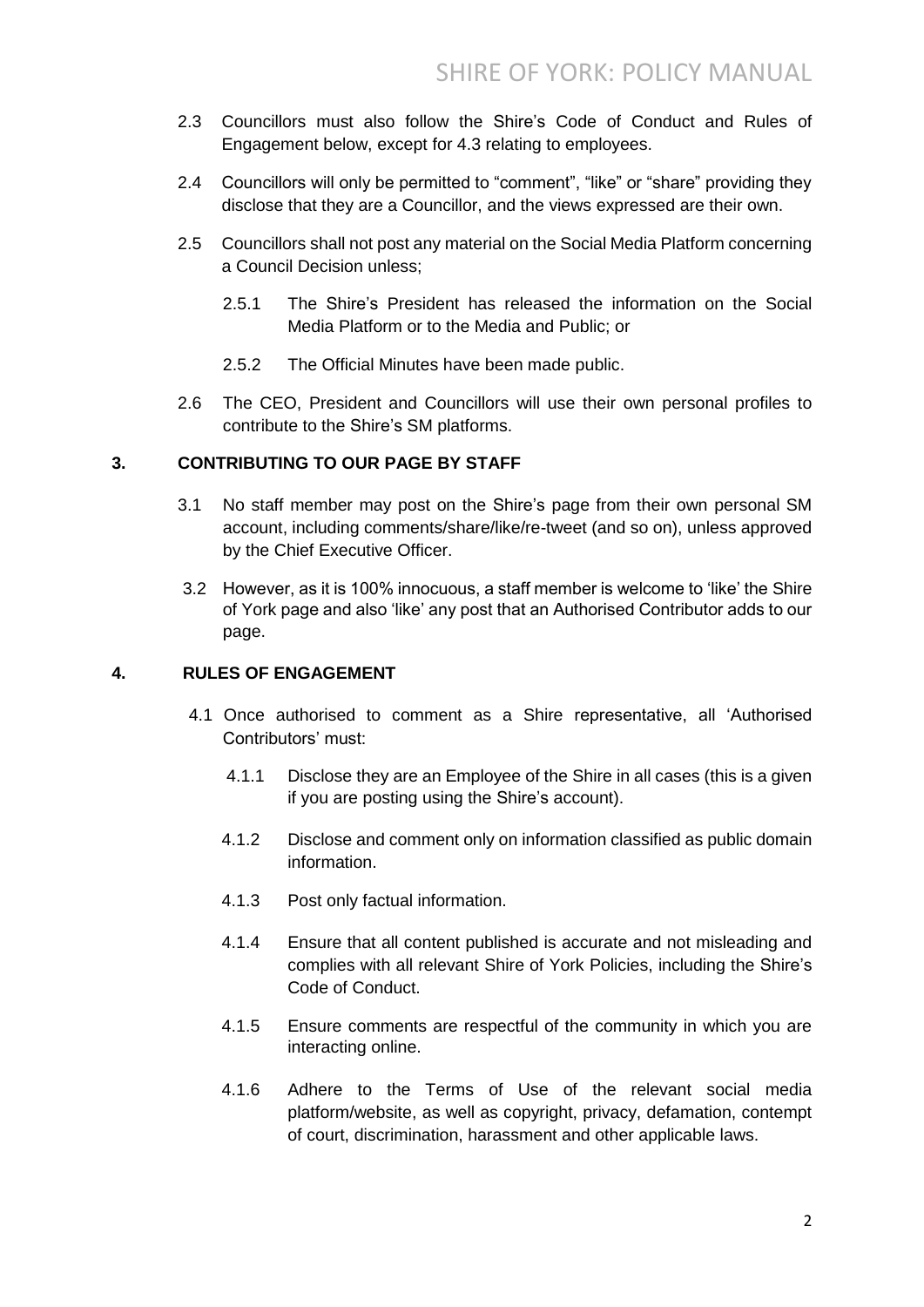2.3 Councillors must also follow the Shire's Code of Conduct and Rules of Engagement below, except for 4.3 relating to employees.

2.4 Councillors will only be permitted to "comment", "like" or "share" providing they disclose that they are a Councillor, and the views expressed are their own.

2.5 Councillors shall not post any material on the Social Media Platform concerning a Council Decision unless;

- 2.5.1 The Shire's President has released the information on the Social Media Platform or to the Media and Public; or
- 2.5.2 The Official Minutes have been made public.

2.6 The CEO, President and Councillors will use their own personal profiles to contribute to the Shire's SM platforms.

## 3. CONTRIBUTING TO OUR PAGE BY STAFF

3.1 No staff member may post on the Shire's page from their own personal SM account, including comments/share/like/re-tweet (and so on), unless approved by the Chief Executive Officer.

3.2 However, as it is 100% innocuous, a staff member is welcome to 'like' the Shire of York page and also 'like' any post that an Authorised Contributor adds to our page.

## 4. RULES OF ENGAGEMENT

4.1 Once authorised to comment as a Shire representative, all 'Authorised Contributors' must:

- 4.1.1 Disclose they are an Employee of the Shire in all cases (this is a given if you are posting using the Shire's account).
- 4.1.2 Disclose and comment only on information classified as public domain information.
- 4.1.3 Post only factual information.
- 4.1.4 Ensure that all content published is accurate and not misleading and complies with all relevant Shire of York Policies, including the Shire's Code of Conduct.
- 4.1.5 Ensure comments are respectful of the community in which you are interacting online.
- 4.1.6 Adhere to the Terms of Use of the relevant social media platform/website, as well as copyright, privacy, defamation, contempt of court, discrimination, harassment and other applicable laws.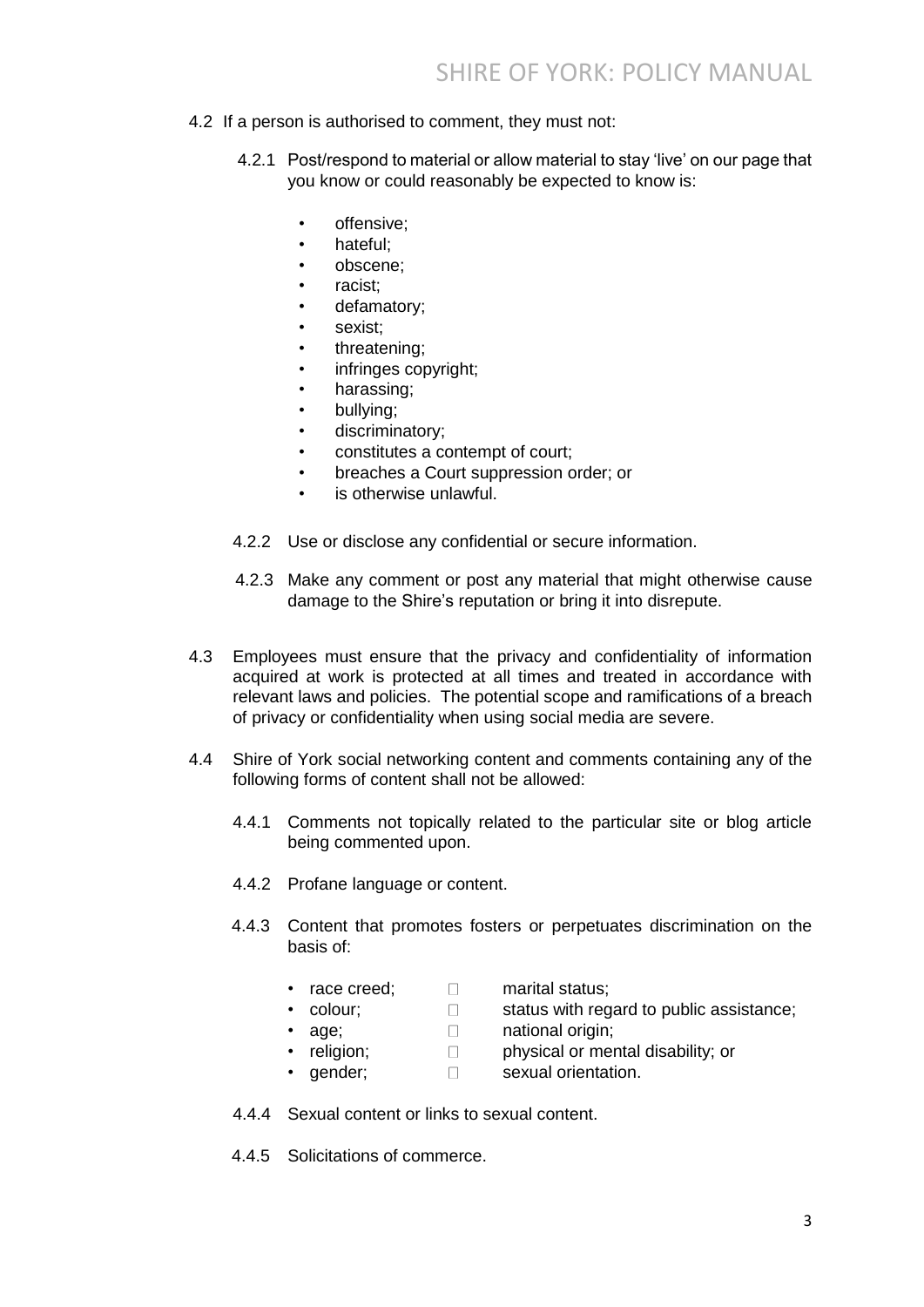4.2 If a person is authorised to comment, they must not:

4.2.1 Post/respond to material or allow material to stay 'live' on our page that you know or could reasonably be expected to know is:

- offensive;
- hateful;
- obscene;
- racist;
- defamatory;
- sexist;
- threatening;
- infringes copyright;
- harassing;
- bullying;
- discriminatory;
- constitutes a contempt of court;
- breaches a Court suppression order; or
- is otherwise unlawful.

4.2.2 Use or disclose any confidential or secure information.

4.2.3 Make any comment or post any material that might otherwise cause damage to the Shire's reputation or bring it into disrepute.

4.3 Employees must ensure that the privacy and confidentiality of information acquired at work is protected at all times and treated in accordance with relevant laws and policies. The potential scope and ramifications of a breach of privacy or confidentiality when using social media are severe.

4.4 Shire of York social networking content and comments containing any of the following forms of content shall not be allowed:

4.4.1 Comments not topically related to the particular site or blog article being commented upon.

4.4.2 Profane language or content.

4.4.3 Content that promotes fosters or perpetuates discrimination on the basis of:

- race creed;
- colour;
- age;
- religion;
- gender;
- marital status;
- status with regard to public assistance;
- national origin;
- physical or mental disability; or
- sexual orientation.

4.4.4 Sexual content or links to sexual content.

4.4.5 Solicitations of commerce.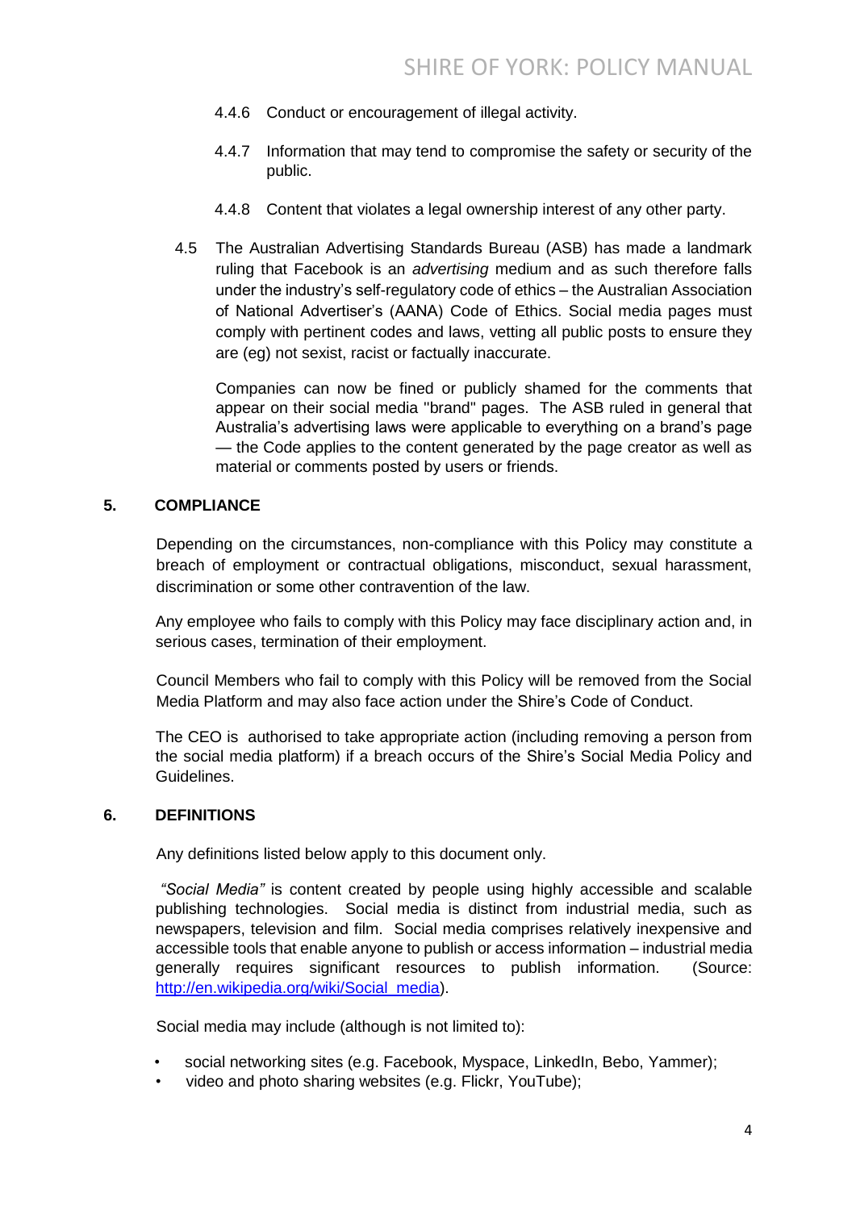4.4.6 Conduct or encouragement of illegal activity.

4.4.7 Information that may tend to compromise the safety or security of the public.

4.4.8 Content that violates a legal ownership interest of any other party.

4.5 The Australian Advertising Standards Bureau (ASB) has made a landmark ruling that Facebook is an *advertising* medium and as such therefore falls under the industry's self-regulatory code of ethics – the Australian Association of National Advertiser's (AANA) Code of Ethics. Social media pages must comply with pertinent codes and laws, vetting all public posts to ensure they are (eg) not sexist, racist or factually inaccurate.

Companies can now be fined or publicly shamed for the comments that appear on their social media "brand" pages. The ASB ruled in general that Australia's advertising laws were applicable to everything on a brand's page — the Code applies to the content generated by the page creator as well as material or comments posted by users or friends.

## 5. COMPLIANCE

Depending on the circumstances, non-compliance with this Policy may constitute a breach of employment or contractual obligations, misconduct, sexual harassment, discrimination or some other contravention of the law.

Any employee who fails to comply with this Policy may face disciplinary action and, in serious cases, termination of their employment.

Council Members who fail to comply with this Policy will be removed from the Social Media Platform and may also face action under the Shire's Code of Conduct.

The CEO is authorised to take appropriate action (including removing a person from the social media platform) if a breach occurs of the Shire's Social Media Policy and Guidelines.

## 6. DEFINITIONS

Any definitions listed below apply to this document only.

*"Social Media"* is content created by people using highly accessible and scalable publishing technologies. Social media is distinct from industrial media, such as newspapers, television and film. Social media comprises relatively inexpensive and accessible tools that enable anyone to publish or access information – industrial media generally requires significant resources to publish information. (Source: [http://en.wikipedia.org/wiki/Social_media](http://en.wikipedia.org/wiki/Social_media)).

Social media may include (although is not limited to):

- social networking sites (e.g. Facebook, Myspace, LinkedIn, Bebo, Yammer);
- video and photo sharing websites (e.g. Flickr, YouTube);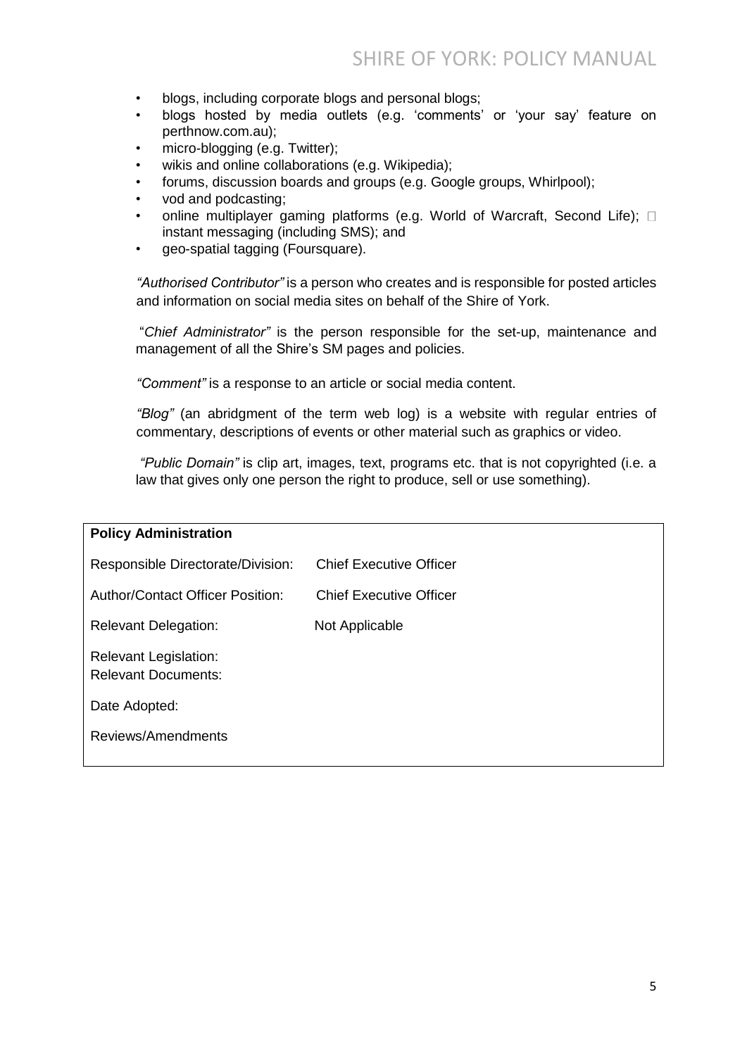- blogs, including corporate blogs and personal blogs;
- blogs hosted by media outlets (e.g. 'comments' or 'your say' feature on perthnow.com.au);
- micro-blogging (e.g. Twitter);
- wikis and online collaborations (e.g. Wikipedia);
- forums, discussion boards and groups (e.g. Google groups, Whirlpool);
- vod and podcasting;
- online multiplayer gaming platforms (e.g. World of Warcraft, Second Life);  instant messaging (including SMS); and
- geo-spatial tagging (Foursquare).

*"Authorised Contributor"* is a person who creates and is responsible for posted articles and information on social media sites on behalf of the Shire of York.

"*Chief Administrator"* is the person responsible for the set-up, maintenance and management of all the Shire's SM pages and policies.

*"Comment"* is a response to an article or social media content.

*"Blog"* (an abridgment of the term web log) is a website with regular entries of commentary, descriptions of events or other material such as graphics or video.

*"Public Domain"* is clip art, images, text, programs etc. that is not copyrighted (i.e. a law that gives only one person the right to produce, sell or use something).

| **Policy Administration** | |
|---|---|
| Responsible Directorate/Division: | Chief Executive Officer |
| Author/Contact Officer Position: | Chief Executive Officer |
| Relevant Delegation: | Not Applicable |
| Relevant Legislation: | |
| Relevant Documents: | |
| Date Adopted: | |
| Reviews/Amendments | |